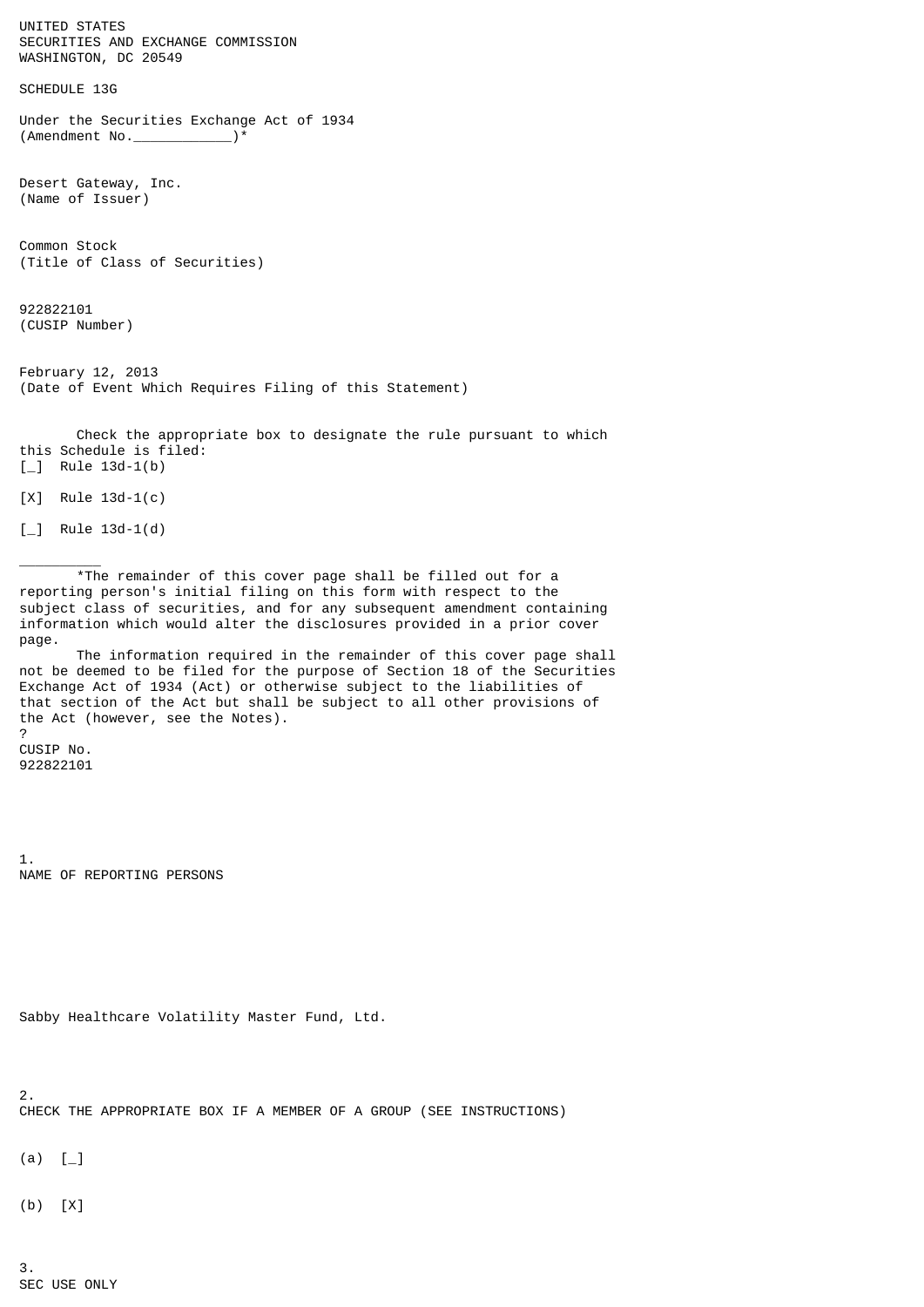UNITED STATES
SECURITIES AND EXCHANGE COMMISSION
WASHINGTON, DC 20549

SCHEDULE 13G

Under the Securities Exchange Act of 1934
(Amendment No.____________)*

Desert Gateway, Inc.
(Name of Issuer)

Common Stock
(Title of Class of Securities)

922822101
(CUSIP Number)

February 12, 2013
(Date of Event Which Requires Filing of this Statement)

Check the appropriate box to designate the rule pursuant to which this Schedule is filed:

[_]  Rule 13d-1(b)

[X]  Rule 13d-1(c)

[_]  Rule 13d-1(d)

__________

*The remainder of this cover page shall be filled out for a reporting person's initial filing on this form with respect to the subject class of securities, and for any subsequent amendment containing information which would alter the disclosures provided in a prior cover page.

The information required in the remainder of this cover page shall not be deemed to be filed for the purpose of Section 18 of the Securities Exchange Act of 1934 (Act) or otherwise subject to the liabilities of that section of the Act but shall be subject to all other provisions of the Act (however, see the Notes).

?

CUSIP No.
922822101

1.
NAME OF REPORTING PERSONS

Sabby Healthcare Volatility Master Fund, Ltd.

2.
CHECK THE APPROPRIATE BOX IF A MEMBER OF A GROUP (SEE INSTRUCTIONS)

(a)  [_]

(b)  [X]

3.
SEC USE ONLY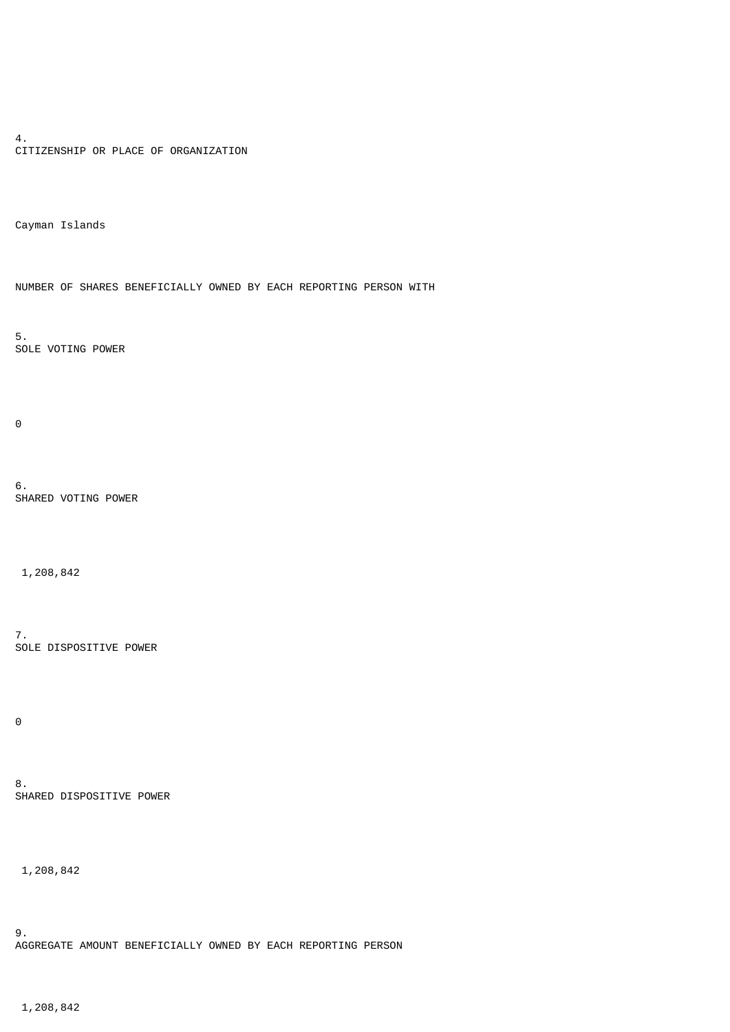4.
CITIZENSHIP OR PLACE OF ORGANIZATION

Cayman Islands

NUMBER OF SHARES BENEFICIALLY OWNED BY EACH REPORTING PERSON WITH

5.
SOLE VOTING POWER

0

6.
SHARED VOTING POWER

1,208,842

7.
SOLE DISPOSITIVE POWER

0

8.
SHARED DISPOSITIVE POWER

1,208,842

9.
AGGREGATE AMOUNT BENEFICIALLY OWNED BY EACH REPORTING PERSON

1,208,842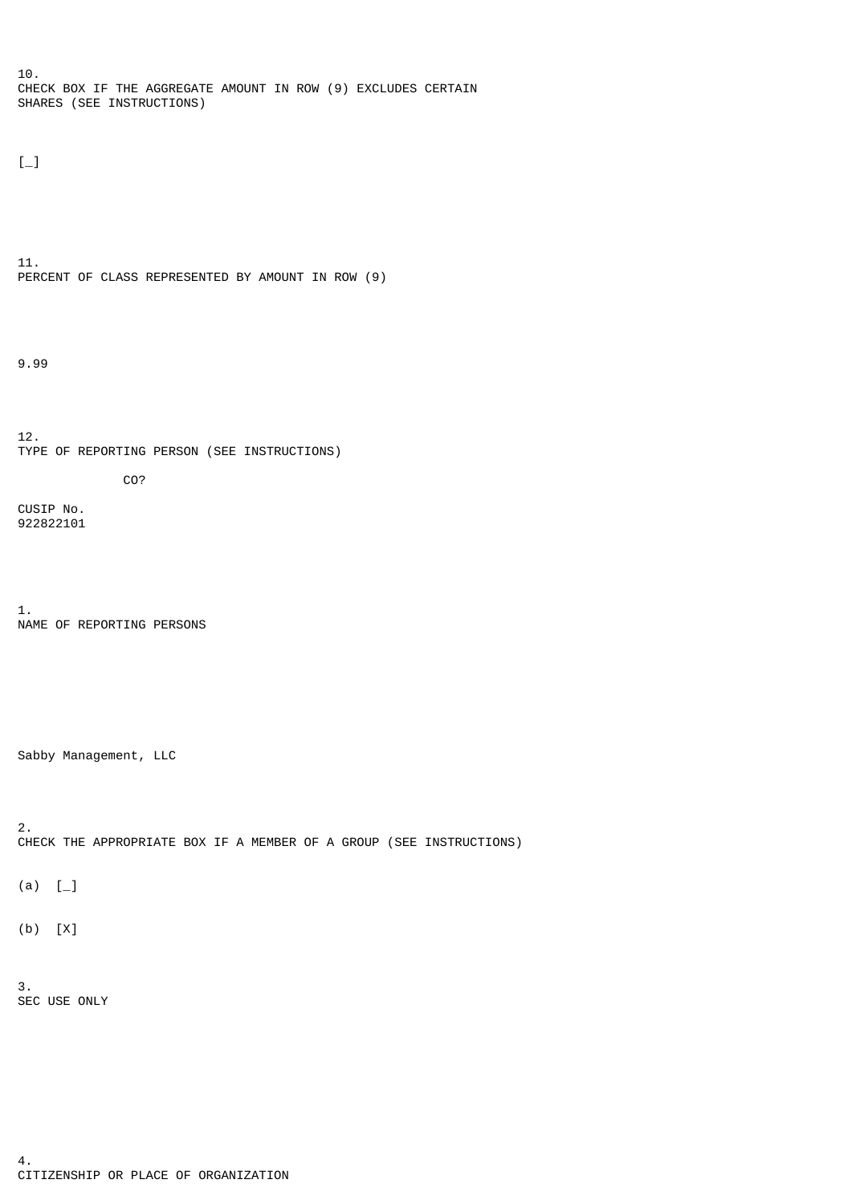10.
CHECK BOX IF THE AGGREGATE AMOUNT IN ROW (9) EXCLUDES CERTAIN SHARES (SEE INSTRUCTIONS)

[_]

11.
PERCENT OF CLASS REPRESENTED BY AMOUNT IN ROW (9)

9.99

12.
TYPE OF REPORTING PERSON (SEE INSTRUCTIONS)

CO?

CUSIP No.
922822101

1.
NAME OF REPORTING PERSONS

Sabby Management, LLC

2.
CHECK THE APPROPRIATE BOX IF A MEMBER OF A GROUP (SEE INSTRUCTIONS)

(a) [_]

(b) [X]

3.
SEC USE ONLY

4.
CITIZENSHIP OR PLACE OF ORGANIZATION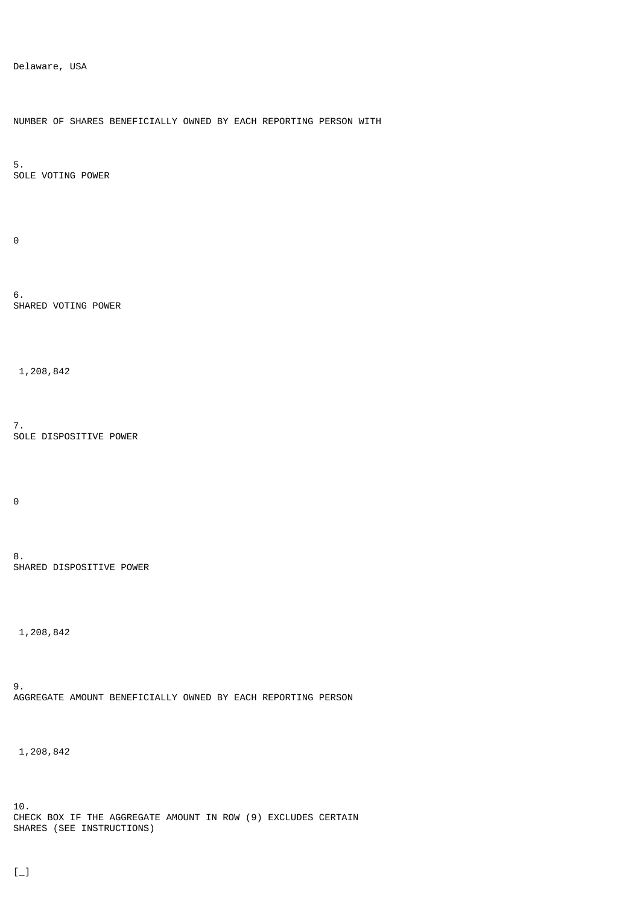Delaware, USA

NUMBER OF SHARES BENEFICIALLY OWNED BY EACH REPORTING PERSON WITH

5.
SOLE VOTING POWER

0

6.
SHARED VOTING POWER

1,208,842

7.
SOLE DISPOSITIVE POWER

0

8.
SHARED DISPOSITIVE POWER

1,208,842

9.
AGGREGATE AMOUNT BENEFICIALLY OWNED BY EACH REPORTING PERSON

1,208,842

10.
CHECK BOX IF THE AGGREGATE AMOUNT IN ROW (9) EXCLUDES CERTAIN SHARES (SEE INSTRUCTIONS)

[_]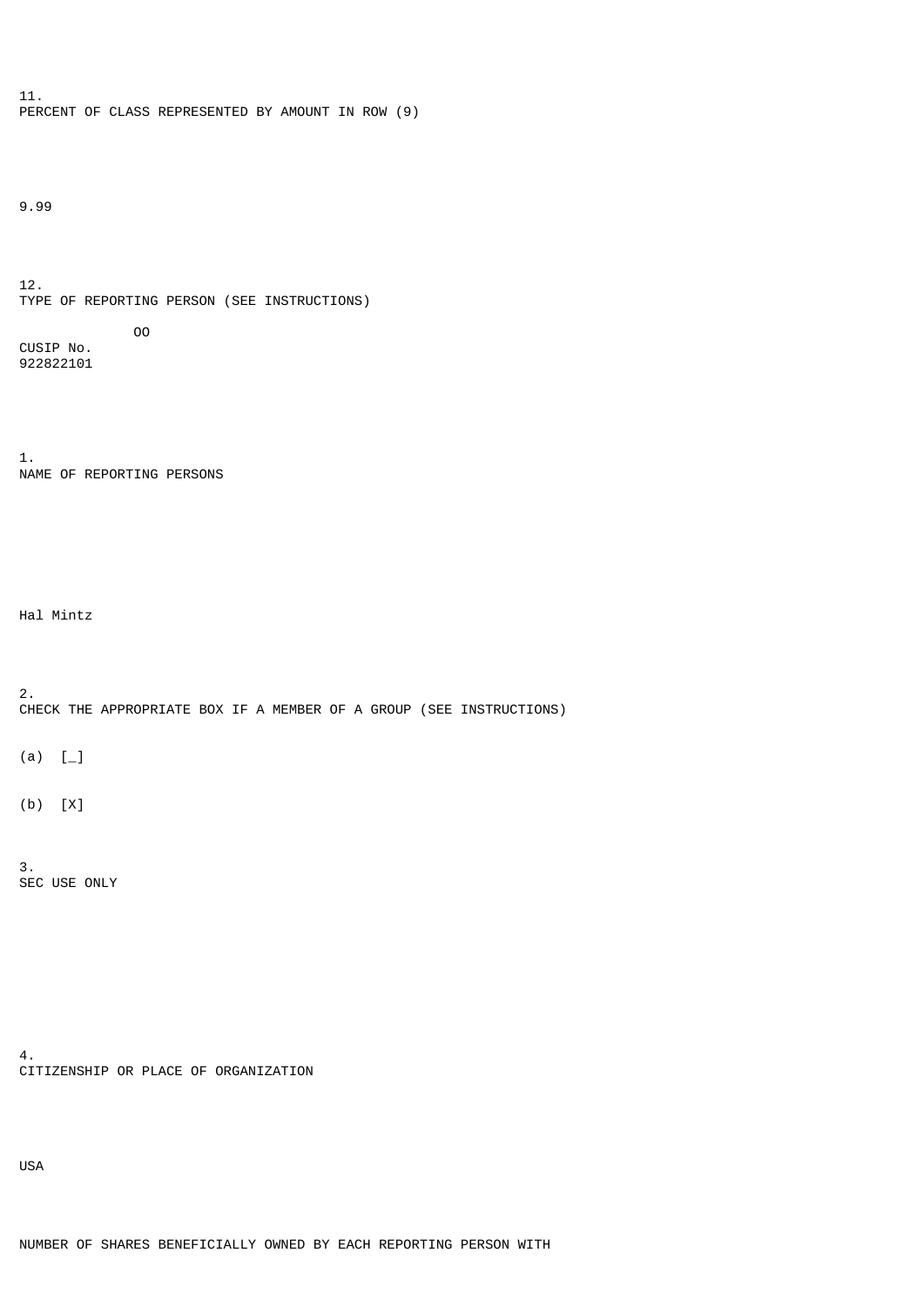11.
PERCENT OF CLASS REPRESENTED BY AMOUNT IN ROW (9)

9.99

12.
TYPE OF REPORTING PERSON (SEE INSTRUCTIONS)

OO

CUSIP No.
922822101

1.
NAME OF REPORTING PERSONS

Hal Mintz

2.
CHECK THE APPROPRIATE BOX IF A MEMBER OF A GROUP (SEE INSTRUCTIONS)

(a) [_]

(b) [X]

3.
SEC USE ONLY

4.
CITIZENSHIP OR PLACE OF ORGANIZATION

USA

NUMBER OF SHARES BENEFICIALLY OWNED BY EACH REPORTING PERSON WITH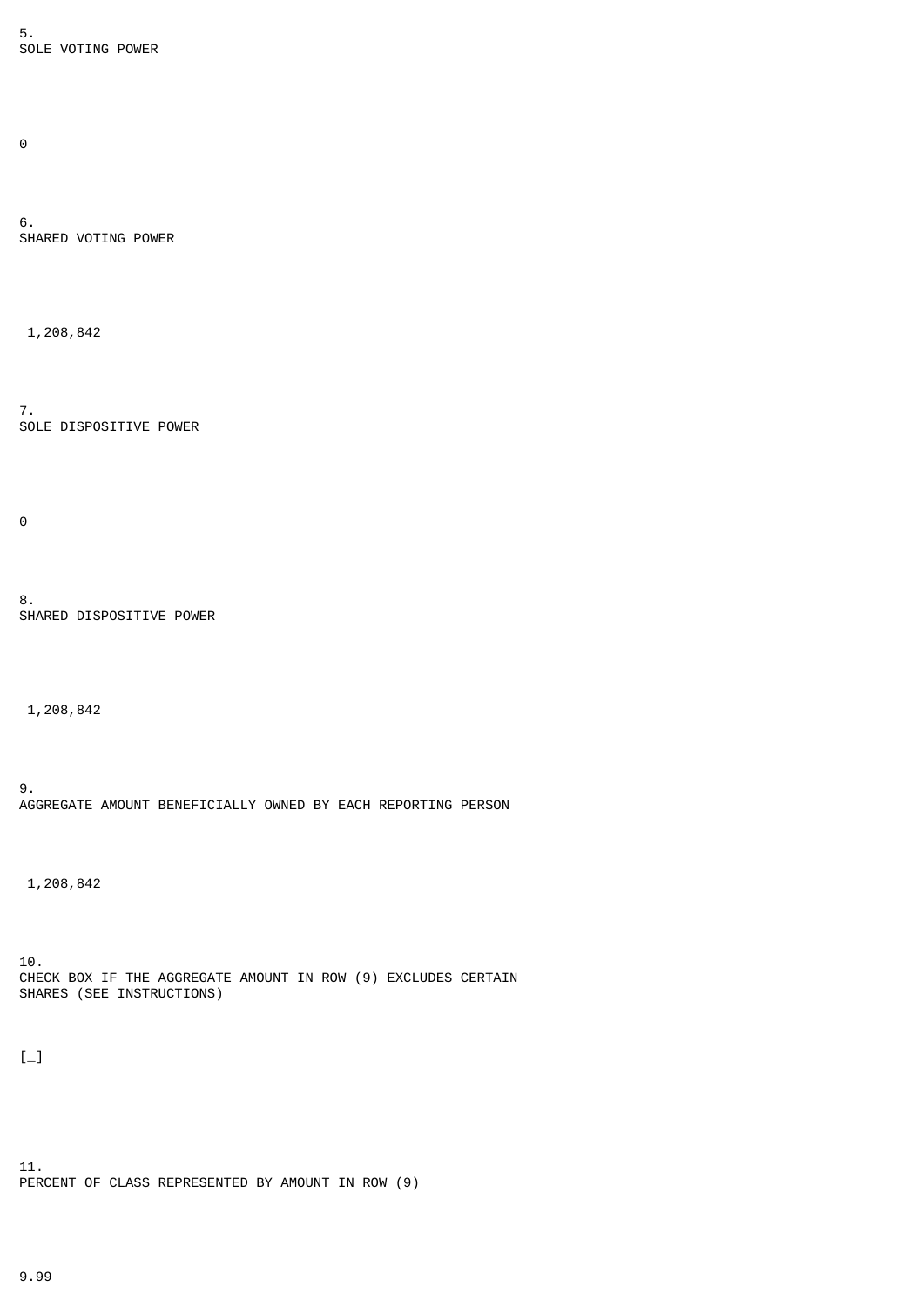5.
SOLE VOTING POWER

0

6.
SHARED VOTING POWER

1,208,842

7.
SOLE DISPOSITIVE POWER

0

8.
SHARED DISPOSITIVE POWER

1,208,842

9.
AGGREGATE AMOUNT BENEFICIALLY OWNED BY EACH REPORTING PERSON

1,208,842

10.
CHECK BOX IF THE AGGREGATE AMOUNT IN ROW (9) EXCLUDES CERTAIN SHARES (SEE INSTRUCTIONS)

[_]

11.
PERCENT OF CLASS REPRESENTED BY AMOUNT IN ROW (9)

9.99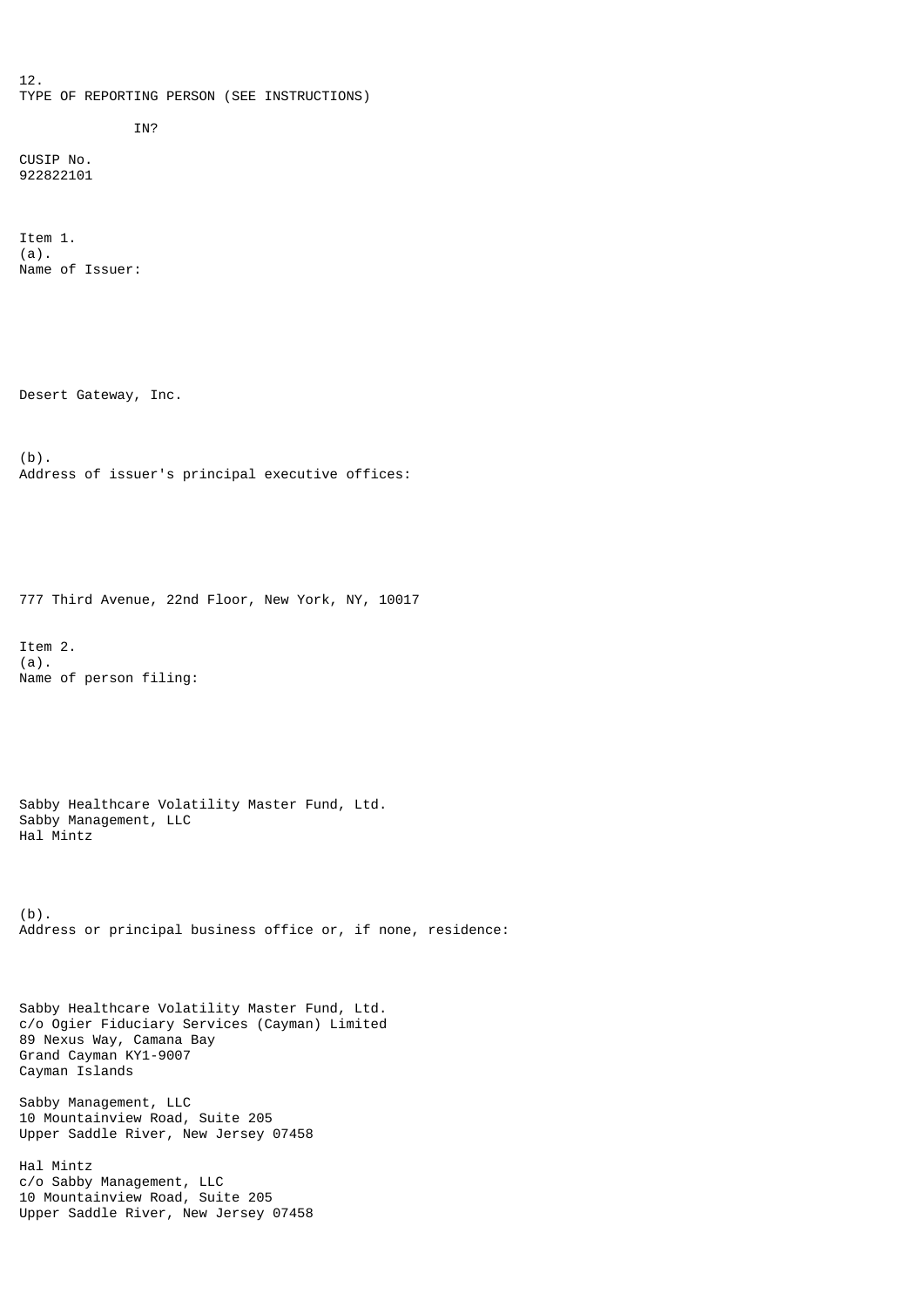12.
TYPE OF REPORTING PERSON (SEE INSTRUCTIONS)

IN?

CUSIP No.
922822101

Item 1.
(a).
Name of Issuer:

Desert Gateway, Inc.

(b).
Address of issuer's principal executive offices:

777 Third Avenue, 22nd Floor, New York, NY, 10017

Item 2.
(a).
Name of person filing:

Sabby Healthcare Volatility Master Fund, Ltd.
Sabby Management, LLC
Hal Mintz

(b).
Address or principal business office or, if none, residence:

Sabby Healthcare Volatility Master Fund, Ltd.
c/o Ogier Fiduciary Services (Cayman) Limited
89 Nexus Way, Camana Bay
Grand Cayman KY1-9007
Cayman Islands

Sabby Management, LLC
10 Mountainview Road, Suite 205
Upper Saddle River, New Jersey 07458

Hal Mintz
c/o Sabby Management, LLC
10 Mountainview Road, Suite 205
Upper Saddle River, New Jersey 07458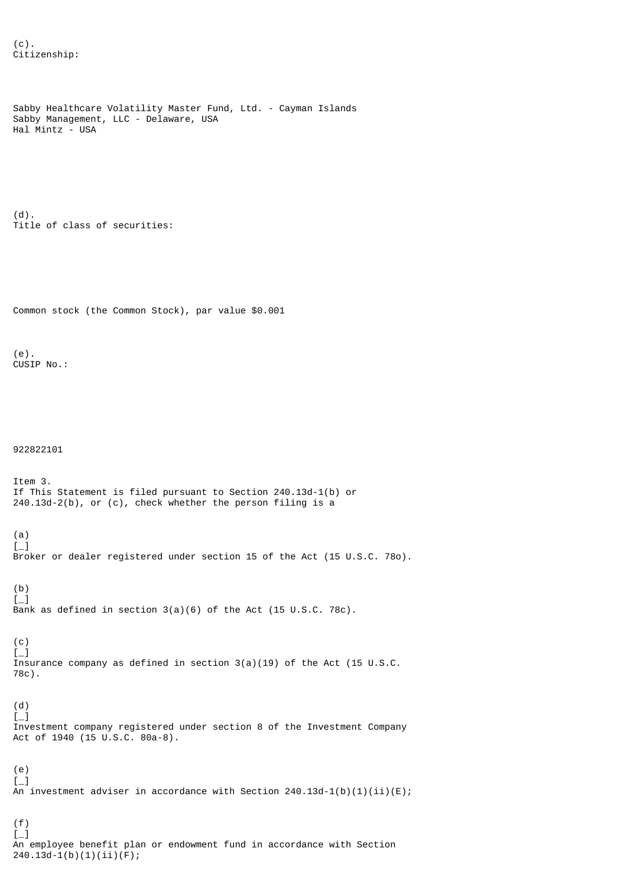(c).
Citizenship:

Sabby Healthcare Volatility Master Fund, Ltd. - Cayman Islands
Sabby Management, LLC - Delaware, USA
Hal Mintz - USA

(d).
Title of class of securities:

Common stock (the Common Stock), par value $0.001

(e).
CUSIP No.:

922822101

Item 3.
If This Statement is filed pursuant to Section 240.13d-1(b) or 240.13d-2(b), or (c), check whether the person filing is a

(a)
[_]
Broker or dealer registered under section 15 of the Act (15 U.S.C. 78o).

(b)
[_]
Bank as defined in section 3(a)(6) of the Act (15 U.S.C. 78c).

(c)
[_]
Insurance company as defined in section 3(a)(19) of the Act (15 U.S.C. 78c).

(d)
[_]
Investment company registered under section 8 of the Investment Company Act of 1940 (15 U.S.C. 80a-8).

(e)
[_]
An investment adviser in accordance with Section 240.13d-1(b)(1)(ii)(E);

(f)
[_]
An employee benefit plan or endowment fund in accordance with Section 240.13d-1(b)(1)(ii)(F);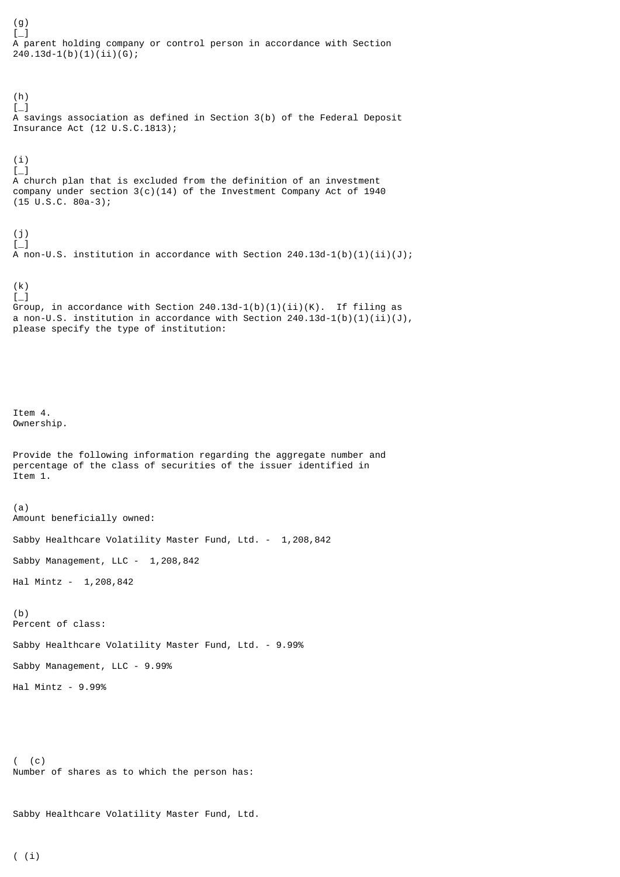(g)
[_]
A parent holding company or control person in accordance with Section 240.13d-1(b)(1)(ii)(G);

(h)
[_]
A savings association as defined in Section 3(b) of the Federal Deposit Insurance Act (12 U.S.C.1813);

(i)
[_]
A church plan that is excluded from the definition of an investment company under section 3(c)(14) of the Investment Company Act of 1940 (15 U.S.C. 80a-3);

(j)
[_]
A non-U.S. institution in accordance with Section 240.13d-1(b)(1)(ii)(J);

(k)
[_]
Group, in accordance with Section 240.13d-1(b)(1)(ii)(K). If filing as a non-U.S. institution in accordance with Section 240.13d-1(b)(1)(ii)(J), please specify the type of institution:

Item 4.
Ownership.

Provide the following information regarding the aggregate number and percentage of the class of securities of the issuer identified in Item 1.

(a)
Amount beneficially owned:

Sabby Healthcare Volatility Master Fund, Ltd. - 1,208,842

Sabby Management, LLC - 1,208,842

Hal Mintz - 1,208,842

(b)
Percent of class:

Sabby Healthcare Volatility Master Fund, Ltd. - 9.99%

Sabby Management, LLC - 9.99%

Hal Mintz - 9.99%

( (c)
Number of shares as to which the person has:

Sabby Healthcare Volatility Master Fund, Ltd.

( (i)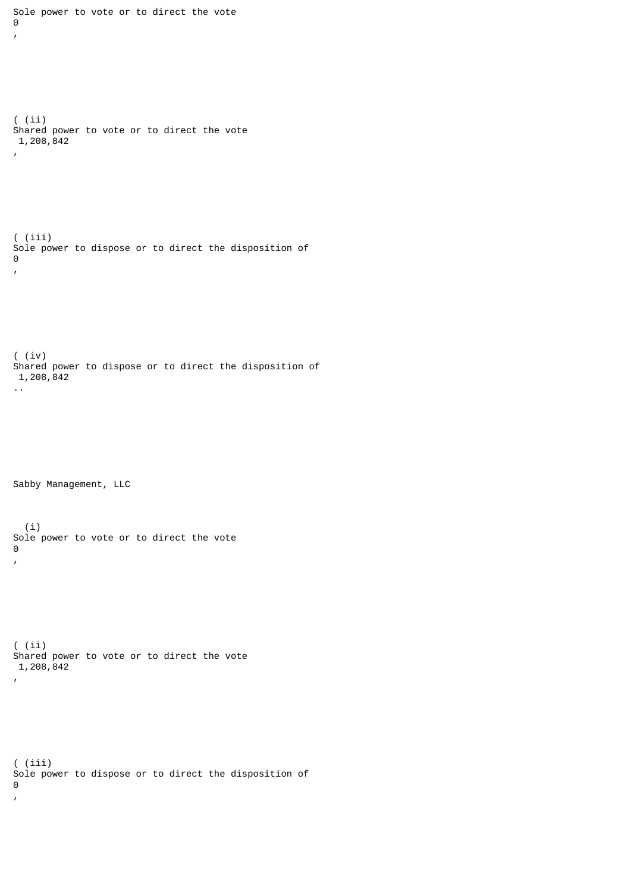Sole power to vote or to direct the vote
0
,

( (ii)
Shared power to vote or to direct the vote
1,208,842
,

( (iii)
Sole power to dispose or to direct the disposition of
0
,

( (iv)
Shared power to dispose or to direct the disposition of
1,208,842
..

Sabby Management, LLC

(i)
Sole power to vote or to direct the vote
0
,

( (ii)
Shared power to vote or to direct the vote
1,208,842
,

( (iii)
Sole power to dispose or to direct the disposition of
0
,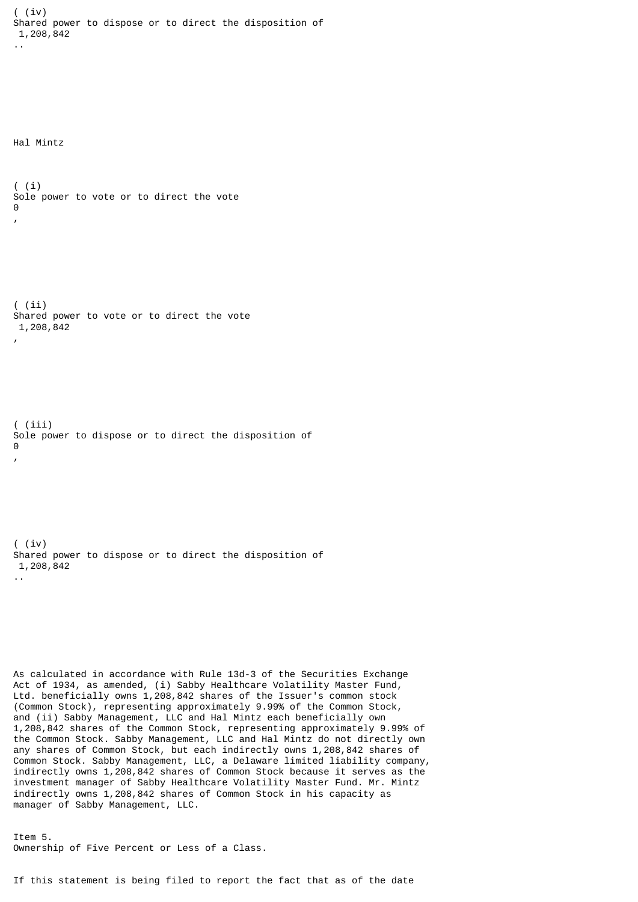( (iv)
Shared power to dispose or to direct the disposition of
1,208,842
..

Hal Mintz

( (i)
Sole power to vote or to direct the vote
0
,

( (ii)
Shared power to vote or to direct the vote
1,208,842
,

( (iii)
Sole power to dispose or to direct the disposition of
0
,

( (iv)
Shared power to dispose or to direct the disposition of
1,208,842
..

As calculated in accordance with Rule 13d-3 of the Securities Exchange Act of 1934, as amended, (i) Sabby Healthcare Volatility Master Fund, Ltd. beneficially owns 1,208,842 shares of the Issuer's common stock (Common Stock), representing approximately 9.99% of the Common Stock, and (ii) Sabby Management, LLC and Hal Mintz each beneficially own 1,208,842 shares of the Common Stock, representing approximately 9.99% of the Common Stock. Sabby Management, LLC and Hal Mintz do not directly own any shares of Common Stock, but each indirectly owns 1,208,842 shares of Common Stock. Sabby Management, LLC, a Delaware limited liability company, indirectly owns 1,208,842 shares of Common Stock because it serves as the investment manager of Sabby Healthcare Volatility Master Fund. Mr. Mintz indirectly owns 1,208,842 shares of Common Stock in his capacity as manager of Sabby Management, LLC.

Item 5.
Ownership of Five Percent or Less of a Class.

If this statement is being filed to report the fact that as of the date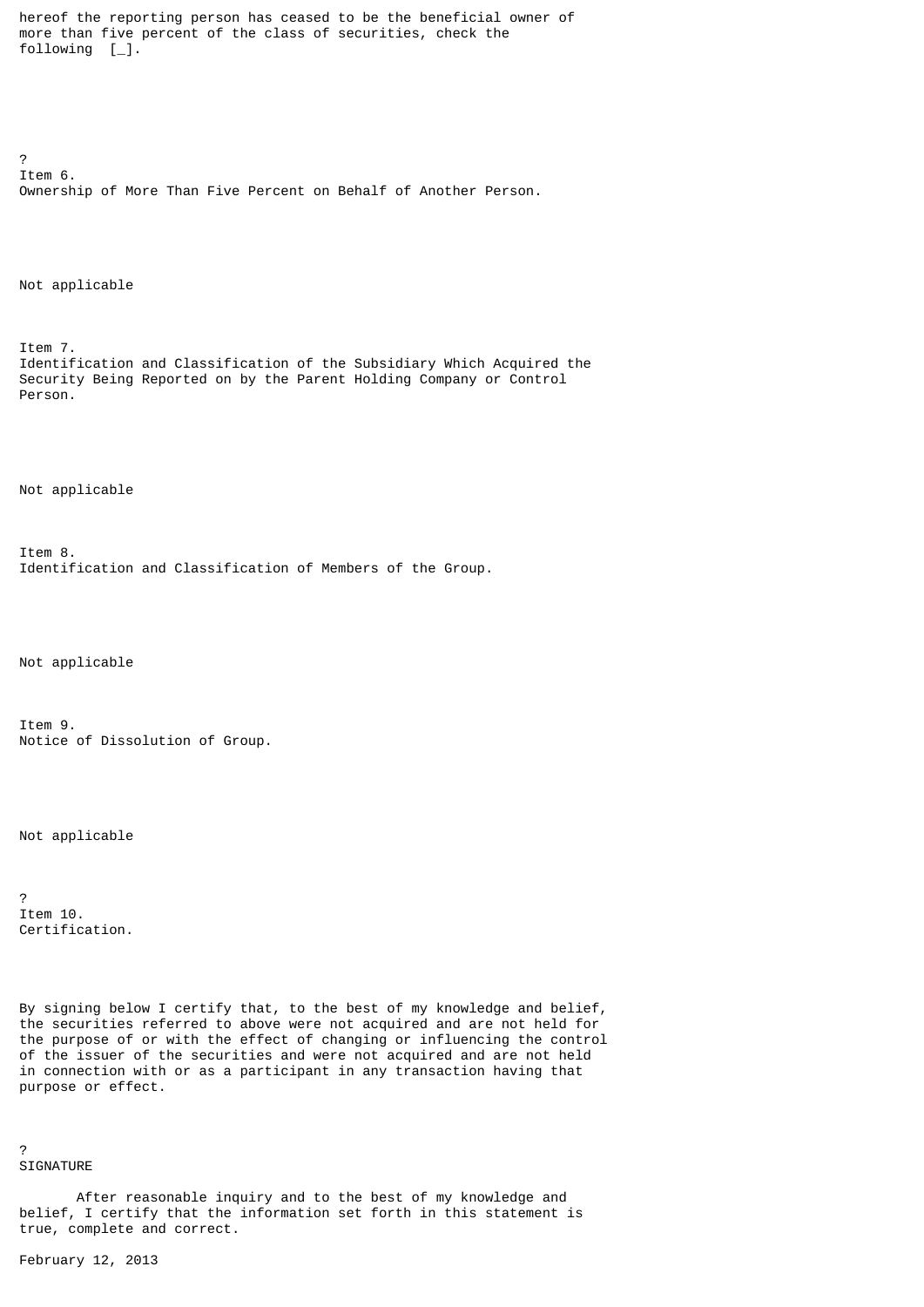hereof the reporting person has ceased to be the beneficial owner of more than five percent of the class of securities, check the following [_].

?

Item 6.
Ownership of More Than Five Percent on Behalf of Another Person.

Not applicable

Item 7.
Identification and Classification of the Subsidiary Which Acquired the Security Being Reported on by the Parent Holding Company or Control Person.

Not applicable

Item 8.
Identification and Classification of Members of the Group.

Not applicable

Item 9.
Notice of Dissolution of Group.

Not applicable

?

Item 10.
Certification.

By signing below I certify that, to the best of my knowledge and belief, the securities referred to above were not acquired and are not held for the purpose of or with the effect of changing or influencing the control of the issuer of the securities and were not acquired and are not held in connection with or as a participant in any transaction having that purpose or effect.

?

SIGNATURE

After reasonable inquiry and to the best of my knowledge and belief, I certify that the information set forth in this statement is true, complete and correct.

February 12, 2013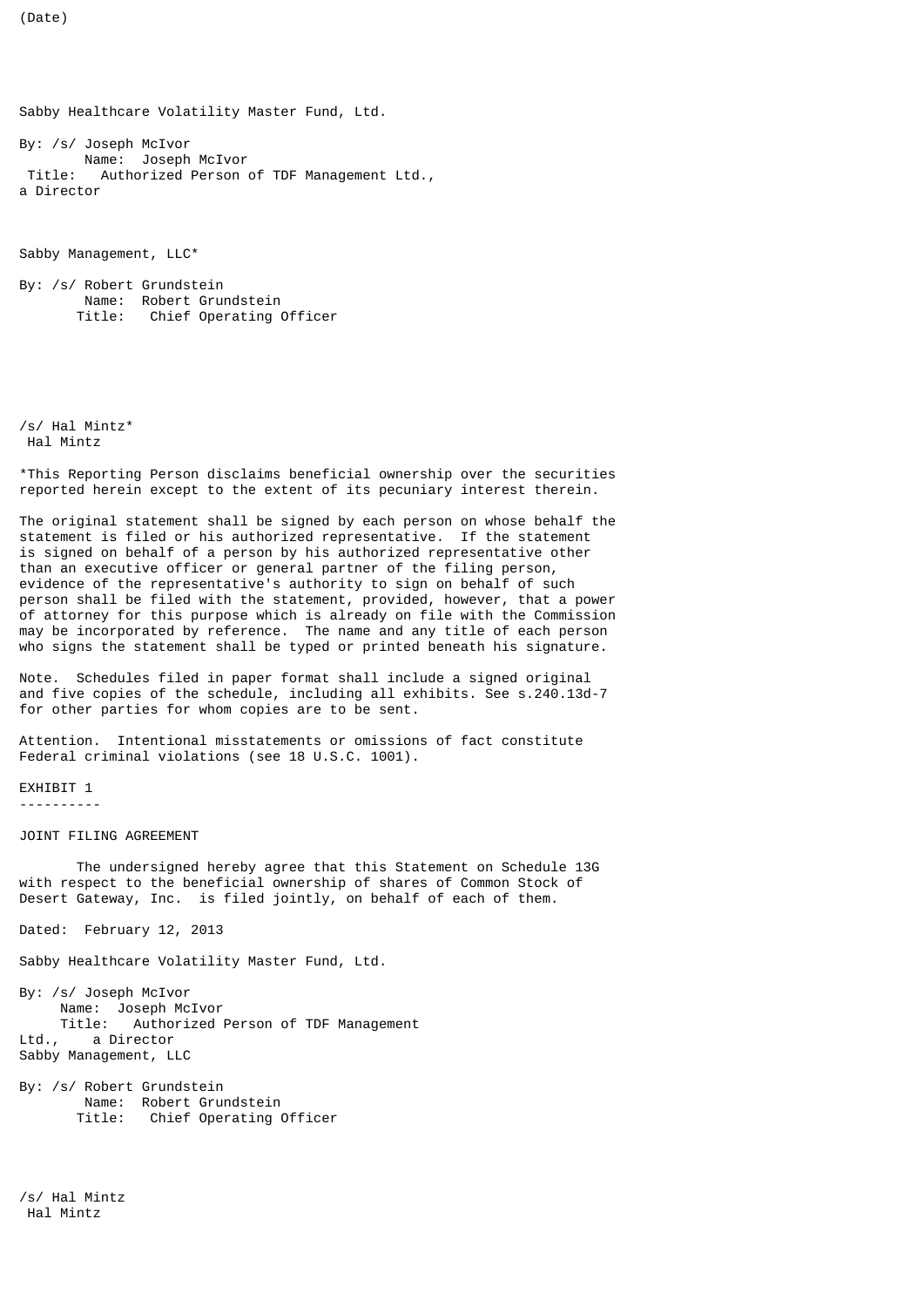(Date)

Sabby Healthcare Volatility Master Fund, Ltd.

By: /s/ Joseph McIvor
Name: Joseph McIvor
Title: Authorized Person of TDF Management Ltd., a Director

Sabby Management, LLC*

By: /s/ Robert Grundstein
Name: Robert Grundstein
Title: Chief Operating Officer

/s/ Hal Mintz*
Hal Mintz

*This Reporting Person disclaims beneficial ownership over the securities reported herein except to the extent of its pecuniary interest therein.

The original statement shall be signed by each person on whose behalf the statement is filed or his authorized representative. If the statement is signed on behalf of a person by his authorized representative other than an executive officer or general partner of the filing person, evidence of the representative's authority to sign on behalf of such person shall be filed with the statement, provided, however, that a power of attorney for this purpose which is already on file with the Commission may be incorporated by reference. The name and any title of each person who signs the statement shall be typed or printed beneath his signature.

Note. Schedules filed in paper format shall include a signed original and five copies of the schedule, including all exhibits. See s.240.13d-7 for other parties for whom copies are to be sent.

Attention. Intentional misstatements or omissions of fact constitute Federal criminal violations (see 18 U.S.C. 1001).

EXHIBIT 1

JOINT FILING AGREEMENT

The undersigned hereby agree that this Statement on Schedule 13G with respect to the beneficial ownership of shares of Common Stock of Desert Gateway, Inc. is filed jointly, on behalf of each of them.

Dated: February 12, 2013

Sabby Healthcare Volatility Master Fund, Ltd.

By: /s/ Joseph McIvor
Name: Joseph McIvor
Title: Authorized Person of TDF Management Ltd., a Director

Sabby Management, LLC

By: /s/ Robert Grundstein
Name: Robert Grundstein
Title: Chief Operating Officer

/s/ Hal Mintz
Hal Mintz